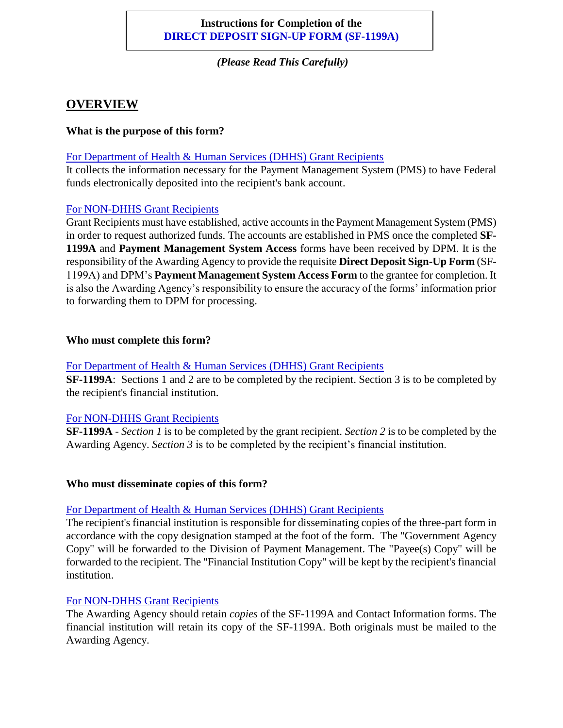# Instructions for Completion of the DIRECT DEPOSIT SIGN-UP FORM (SF-1199A)

*(Please Read This Carefully)*

## OVERVIEW

**What is the purpose of this form?**

For Department of Health & Human Services (DHHS) Grant Recipients

It collects the information necessary for the Payment Management System (PMS) to have Federal funds electronically deposited into the recipient's bank account.

For NON-DHHS Grant Recipients

Grant Recipients must have established, active accounts in the Payment Management System (PMS) in order to request authorized funds. The accounts are established in PMS once the completed **SF-1199A** and **Payment Management System Access** forms have been received by DPM. It is the responsibility of the Awarding Agency to provide the requisite **Direct Deposit Sign-Up Form** (SF-1199A) and DPM's **Payment Management System Access Form** to the grantee for completion. It is also the Awarding Agency's responsibility to ensure the accuracy of the forms' information prior to forwarding them to DPM for processing.

**Who must complete this form?**

For Department of Health & Human Services (DHHS) Grant Recipients

**SF-1199A**: Sections 1 and 2 are to be completed by the recipient. Section 3 is to be completed by the recipient's financial institution.

For NON-DHHS Grant Recipients

**SF-1199A** - *Section 1* is to be completed by the grant recipient. *Section 2* is to be completed by the Awarding Agency. *Section 3* is to be completed by the recipient's financial institution.

**Who must disseminate copies of this form?**

For Department of Health & Human Services (DHHS) Grant Recipients

The recipient's financial institution is responsible for disseminating copies of the three-part form in accordance with the copy designation stamped at the foot of the form. The "Government Agency Copy" will be forwarded to the Division of Payment Management. The "Payee(s) Copy" will be forwarded to the recipient. The "Financial Institution Copy" will be kept by the recipient's financial institution.

For NON-DHHS Grant Recipients

The Awarding Agency should retain *copies* of the SF-1199A and Contact Information forms. The financial institution will retain its copy of the SF-1199A. Both originals must be mailed to the Awarding Agency.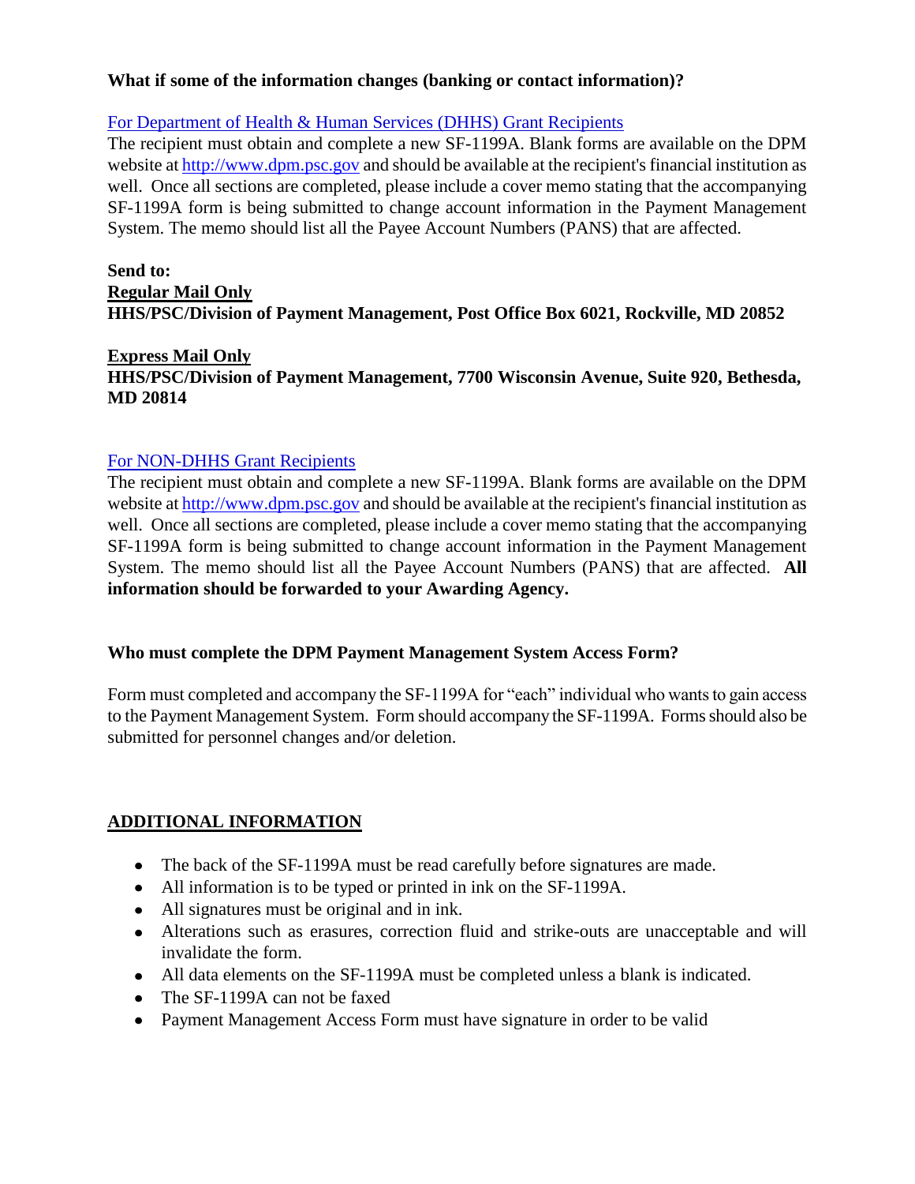**What if some of the information changes (banking or contact information)?**

For Department of Health & Human Services (DHHS) Grant Recipients

The recipient must obtain and complete a new SF-1199A. Blank forms are available on the DPM website at http://www.dpm.psc.gov and should be available at the recipient's financial institution as well. Once all sections are completed, please include a cover memo stating that the accompanying SF-1199A form is being submitted to change account information in the Payment Management System. The memo should list all the Payee Account Numbers (PANS) that are affected.

**Send to:**

**Regular Mail Only**

**HHS/PSC/Division of Payment Management, Post Office Box 6021, Rockville, MD 20852**

**Express Mail Only**

**HHS/PSC/Division of Payment Management, 7700 Wisconsin Avenue, Suite 920, Bethesda, MD 20814**

For NON-DHHS Grant Recipients

The recipient must obtain and complete a new SF-1199A. Blank forms are available on the DPM website at http://www.dpm.psc.gov and should be available at the recipient's financial institution as well. Once all sections are completed, please include a cover memo stating that the accompanying SF-1199A form is being submitted to change account information in the Payment Management System. The memo should list all the Payee Account Numbers (PANS) that are affected. **All information should be forwarded to your Awarding Agency.**

**Who must complete the DPM Payment Management System Access Form?**

Form must completed and accompany the SF-1199A for "each" individual who wants to gain access to the Payment Management System. Form should accompany the SF-1199A. Forms should also be submitted for personnel changes and/or deletion.

## ADDITIONAL INFORMATION

- The back of the SF-1199A must be read carefully before signatures are made.
- All information is to be typed or printed in ink on the SF-1199A.
- All signatures must be original and in ink.
- Alterations such as erasures, correction fluid and strike-outs are unacceptable and will invalidate the form.
- All data elements on the SF-1199A must be completed unless a blank is indicated.
- The SF-1199A can not be faxed
- Payment Management Access Form must have signature in order to be valid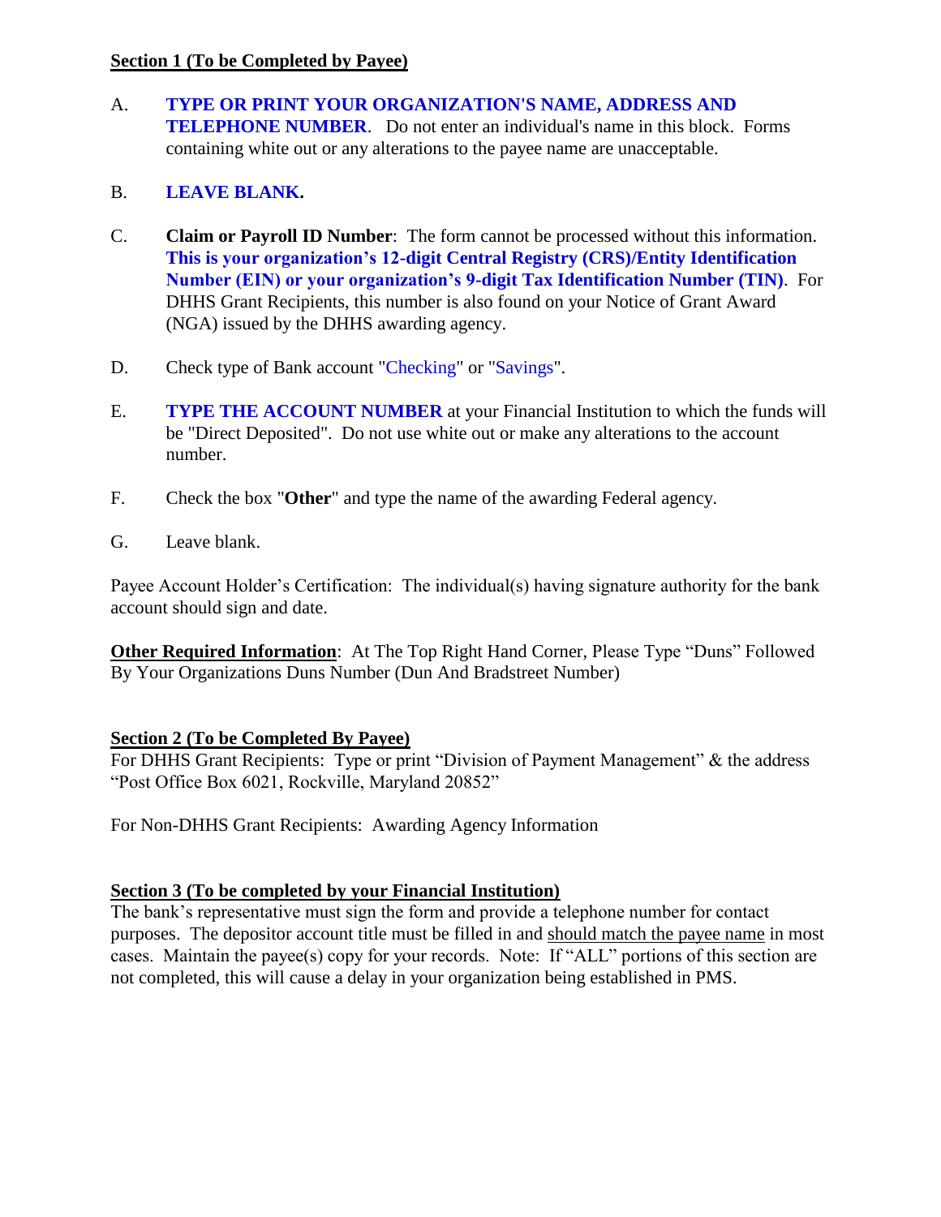**Section 1 (To be Completed by Payee)**

A. **TYPE OR PRINT YOUR ORGANIZATION'S NAME, ADDRESS AND TELEPHONE NUMBER**. Do not enter an individual's name in this block. Forms containing white out or any alterations to the payee name are unacceptable.

B. **LEAVE BLANK.**

C. **Claim or Payroll ID Number**: The form cannot be processed without this information. **This is your organization's 12-digit Central Registry (CRS)/Entity Identification Number (EIN) or your organization's 9-digit Tax Identification Number (TIN)**. For DHHS Grant Recipients, this number is also found on your Notice of Grant Award (NGA) issued by the DHHS awarding agency.

D. Check type of Bank account "Checking" or "Savings".

E. **TYPE THE ACCOUNT NUMBER** at your Financial Institution to which the funds will be "Direct Deposited". Do not use white out or make any alterations to the account number.

F. Check the box "**Other**" and type the name of the awarding Federal agency.

G. Leave blank.

Payee Account Holder's Certification: The individual(s) having signature authority for the bank account should sign and date.

**Other Required Information**: At The Top Right Hand Corner, Please Type "Duns" Followed By Your Organizations Duns Number (Dun And Bradstreet Number)

**Section 2 (To be Completed By Payee)**

For DHHS Grant Recipients: Type or print "Division of Payment Management" & the address "Post Office Box 6021, Rockville, Maryland 20852"

For Non-DHHS Grant Recipients: Awarding Agency Information

**Section 3 (To be completed by your Financial Institution)**

The bank's representative must sign the form and provide a telephone number for contact purposes. The depositor account title must be filled in and should match the payee name in most cases. Maintain the payee(s) copy for your records. Note: If "ALL" portions of this section are not completed, this will cause a delay in your organization being established in PMS.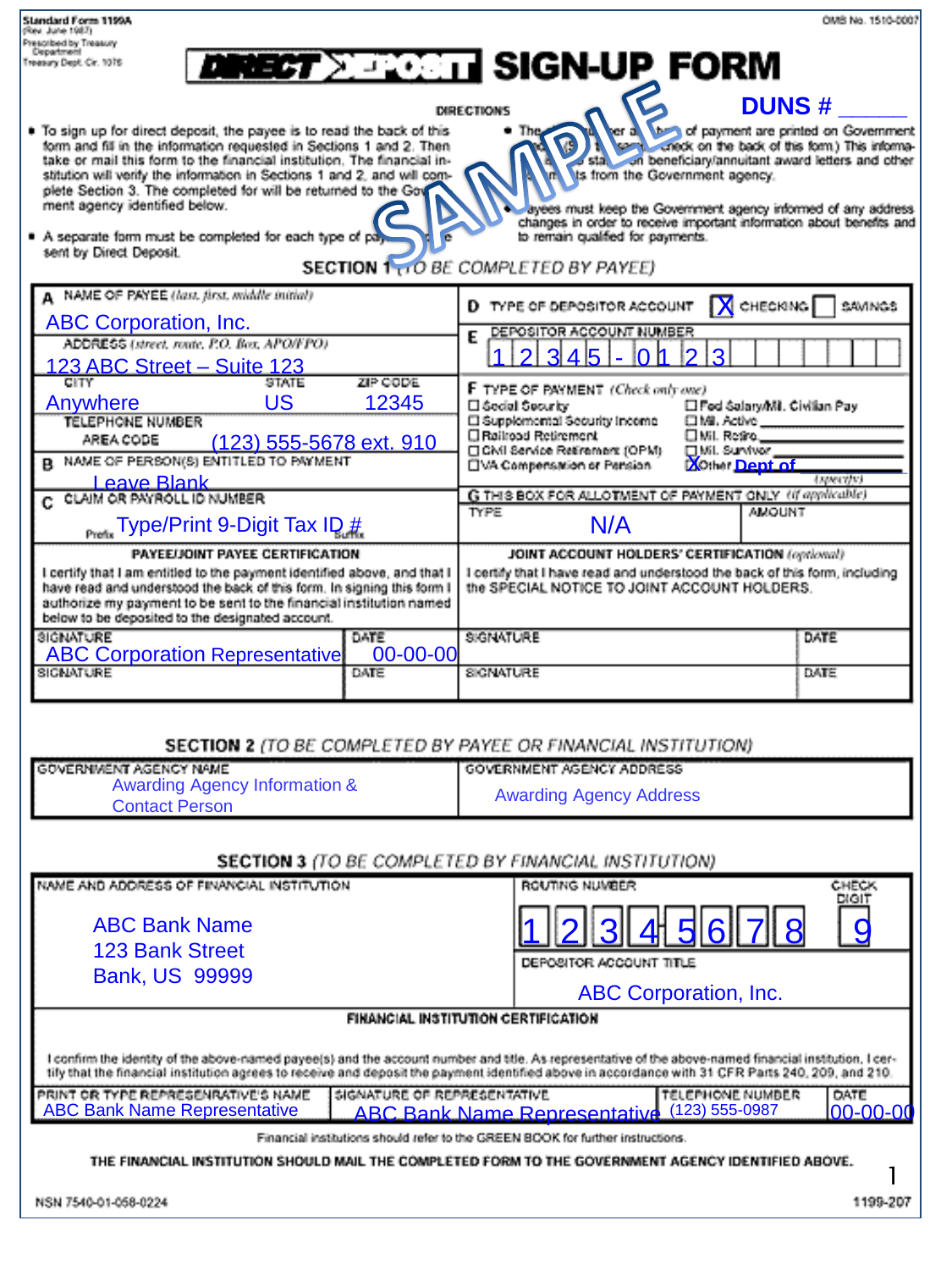Standard Form 1199A
(Rev. June 1987)
Prescribed by Treasury
Department
Treasury Dept. Cir. 1076

OMB No. 1510-0007

# DIRECT DEPOSIT SIGN-UP FORM

SAMPLE

**DUNS # _____**

DIRECTIONS

- To sign up for direct deposit, the payee is to read the back of this form and fill in the information requested in Sections 1 and 2. Then take or mail this form to the financial institution. The financial institution will verify the information in Sections 1 and 2, and will complete Section 3. The completed for will be returned to the Government agency identified below.
- A separate form must be completed for each type of payment to be sent by Direct Deposit.
- The claim number and type of payment are printed on Government checks. (See the sample check on the back of this form.) This information is also stated on beneficiary/annuitant award letters and other documents from the Government agency.
- Payees must keep the Government agency informed of any address changes in order to receive important information about benefits and to remain qualified for payments.

## SECTION 1 *(TO BE COMPLETED BY PAYEE)*

**A** NAME OF PAYEE *(last, first, middle initial)*
ABC Corporation, Inc.

ADDRESS *(street, route, P.O. Box, APO/FPO)*
123 ABC Street – Suite 123

| CITY | STATE | ZIP CODE |
|---|---|---|
| Anywhere | US | 12345 |

TELEPHONE NUMBER
AREA CODE (123) 555-5678 ext. 910

**B** NAME OF PERSON(S) ENTITLED TO PAYMENT
Leave Blank

**C** CLAIM OR PAYROLL ID NUMBER
Prefix Type/Print 9-Digit Tax ID # Suffix

**D** TYPE OF DEPOSITOR ACCOUNT [X] CHECKING [ ] SAVINGS

**E** DEPOSITOR ACCOUNT NUMBER
12345-0123

**F** TYPE OF PAYMENT *(Check only one)*
- [ ] Social Security
- [ ] Supplemental Security Income
- [ ] Railroad Retirement
- [ ] Civil Service Retirement (OPM)
- [ ] VA Compensation or Pension
- [ ] Fed Salary/Mil. Civilian Pay
- [ ] Mil. Active
- [ ] Mil. Retire
- [ ] Mil. Survivor
- [X] Other Dept of *(specify)*

**G** THIS BOX FOR ALLOTMENT OF PAYMENT ONLY *(if applicable)*

| TYPE | AMOUNT |
|---|---|
| N/A | |

**PAYEE/JOINT PAYEE CERTIFICATION**

I certify that I am entitled to the payment identified above, and that I have read and understood the back of this form. In signing this form I authorize my payment to be sent to the financial institution named below to be deposited to the designated account.

| SIGNATURE | DATE |
|---|---|
| ABC Corporation Representative | 00-00-00 |
| SIGNATURE | DATE |

**JOINT ACCOUNT HOLDERS' CERTIFICATION** *(optional)*

I certify that I have read and understood the back of this form, including the SPECIAL NOTICE TO JOINT ACCOUNT HOLDERS.

| SIGNATURE | DATE |
|---|---|
| SIGNATURE | DATE |

## SECTION 2 *(TO BE COMPLETED BY PAYEE OR FINANCIAL INSTITUTION)*

| GOVERNMENT AGENCY NAME | GOVERNMENT AGENCY ADDRESS |
|---|---|
| Awarding Agency Information & Contact Person | Awarding Agency Address |

## SECTION 3 *(TO BE COMPLETED BY FINANCIAL INSTITUTION)*

NAME AND ADDRESS OF FINANCIAL INSTITUTION
ABC Bank Name
123 Bank Street
Bank, US 99999

ROUTING NUMBER: 12345678 CHECK DIGIT: 9

DEPOSITOR ACCOUNT TITLE
ABC Corporation, Inc.

**FINANCIAL INSTITUTION CERTIFICATION**

I confirm the identity of the above-named payee(s) and the account number and title. As representative of the above-named financial institution, I certify that the financial institution agrees to receive and deposit the payment identified above in accordance with 31 CFR Parts 240, 209, and 210.

| PRINT OR TYPE REPRESENTATIVE'S NAME | SIGNATURE OF REPRESENTATIVE | TELEPHONE NUMBER | DATE |
|---|---|---|---|
| ABC Bank Name Representative | ABC Bank Name Representative | (123) 555-0987 | 00-00-00 |

Financial institutions should refer to the GREEN BOOK for further instructions.

**THE FINANCIAL INSTITUTION SHOULD MAIL THE COMPLETED FORM TO THE GOVERNMENT AGENCY IDENTIFIED ABOVE.**

NSN 7540-01-058-0224

1199-207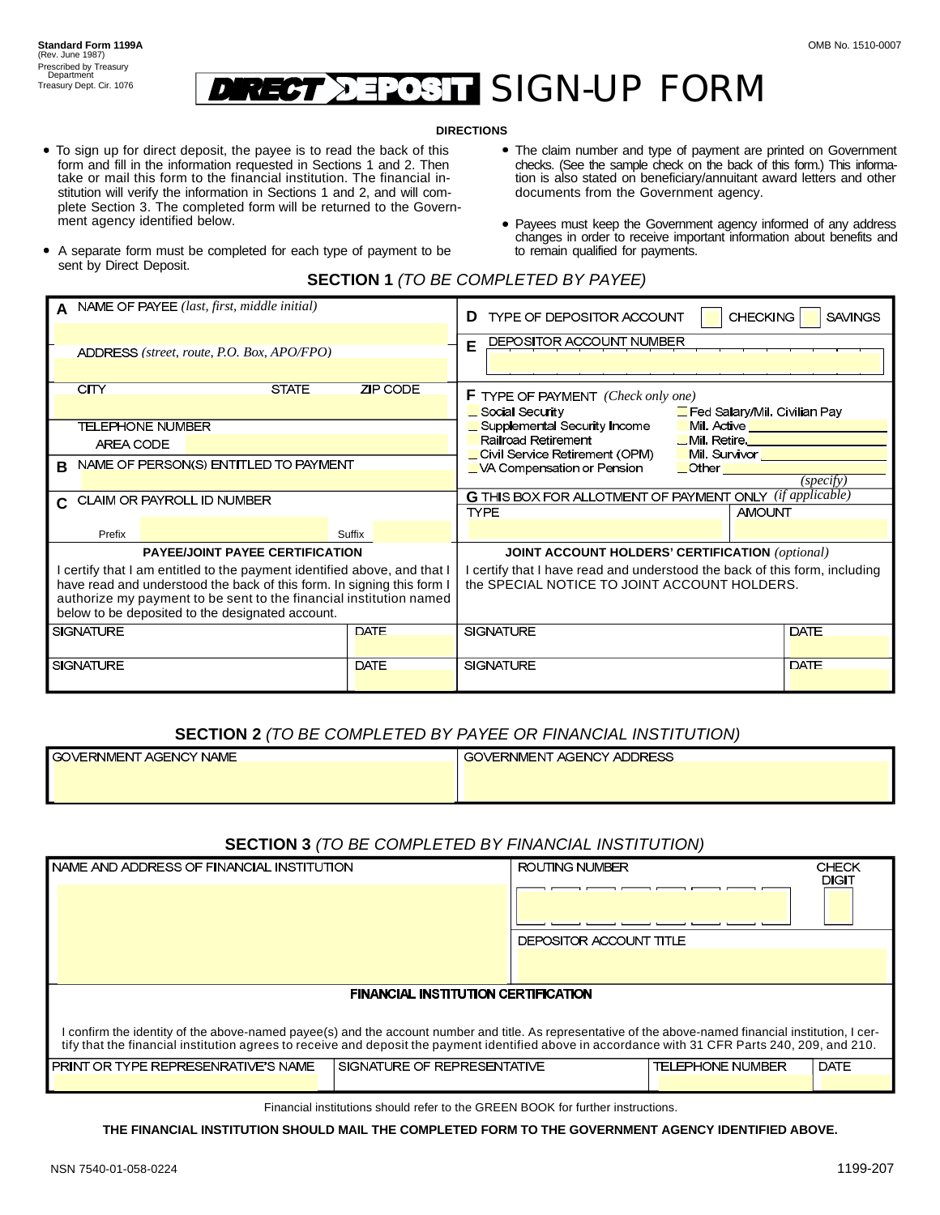Standard Form 1199A
(Rev. June 1987)
Prescribed by Treasury Department
Treasury Dept. Cir. 1076

OMB No. 1510-0007

# DIRECT DEPOSIT SIGN-UP FORM

**DIRECTIONS**

- To sign up for direct deposit, the payee is to read the back of this form and fill in the information requested in Sections 1 and 2. Then take or mail this form to the financial institution. The financial institution will verify the information in Sections 1 and 2, and will complete Section 3. The completed form will be returned to the Government agency identified below.
- A separate form must be completed for each type of payment to be sent by Direct Deposit.
- The claim number and type of payment are printed on Government checks. (See the sample check on the back of this form.) This information is also stated on beneficiary/annuitant award letters and other documents from the Government agency.
- Payees must keep the Government agency informed of any address changes in order to receive important information about benefits and to remain qualified for payments.

## SECTION 1 *(TO BE COMPLETED BY PAYEE)*

**A** NAME OF PAYEE *(last, first, middle initial)*

ADDRESS *(street, route, P.O. Box, APO/FPO)*

CITY | STATE | ZIP CODE

TELEPHONE NUMBER
AREA CODE

**B** NAME OF PERSON(S) ENTITLED TO PAYMENT

**C** CLAIM OR PAYROLL ID NUMBER
Prefix | Suffix

**D** TYPE OF DEPOSITOR ACCOUNT ☐ CHECKING ☐ SAVINGS

**E** DEPOSITOR ACCOUNT NUMBER

**F** TYPE OF PAYMENT *(Check only one)*

- _ Social Security
- _ Supplemental Security Income
- Railroad Retirement
- _ Civil Service Retirement (OPM)
- _ VA Compensation or Pension
- _ Fed Salary/Mil. Civilian Pay
- Mil. Active
- _ Mil. Retire.
- Mil. Survivor
- _ Other *(specify)*

**G** THIS BOX FOR ALLOTMENT OF PAYMENT ONLY *(if applicable)*

| TYPE | AMOUNT |
|---|---|
| | |

**PAYEE/JOINT PAYEE CERTIFICATION**

I certify that I am entitled to the payment identified above, and that I have read and understood the back of this form. In signing this form I authorize my payment to be sent to the financial institution named below to be deposited to the designated account.

| SIGNATURE | DATE |
|---|---|
| SIGNATURE | DATE |

**JOINT ACCOUNT HOLDERS' CERTIFICATION** *(optional)*

I certify that I have read and understood the back of this form, including the SPECIAL NOTICE TO JOINT ACCOUNT HOLDERS.

| SIGNATURE | DATE |
|---|---|
| SIGNATURE | DATE |

## SECTION 2 *(TO BE COMPLETED BY PAYEE OR FINANCIAL INSTITUTION)*

| GOVERNMENT AGENCY NAME | GOVERNMENT AGENCY ADDRESS |
|---|---|
| | |

## SECTION 3 *(TO BE COMPLETED BY FINANCIAL INSTITUTION)*

NAME AND ADDRESS OF FINANCIAL INSTITUTION

ROUTING NUMBER | CHECK DIGIT

DEPOSITOR ACCOUNT TITLE

**FINANCIAL INSTITUTION CERTIFICATION**

I confirm the identity of the above-named payee(s) and the account number and title. As representative of the above-named financial institution, I certify that the financial institution agrees to receive and deposit the payment identified above in accordance with 31 CFR Parts 240, 209, and 210.

| PRINT OR TYPE REPRESENRATIVE'S NAME | SIGNATURE OF REPRESENTATIVE | TELEPHONE NUMBER | DATE |
|---|---|---|---|
| | | | |

Financial institutions should refer to the GREEN BOOK for further instructions.

**THE FINANCIAL INSTITUTION SHOULD MAIL THE COMPLETED FORM TO THE GOVERNMENT AGENCY IDENTIFIED ABOVE.**

NSN 7540-01-058-0224 | 1199-207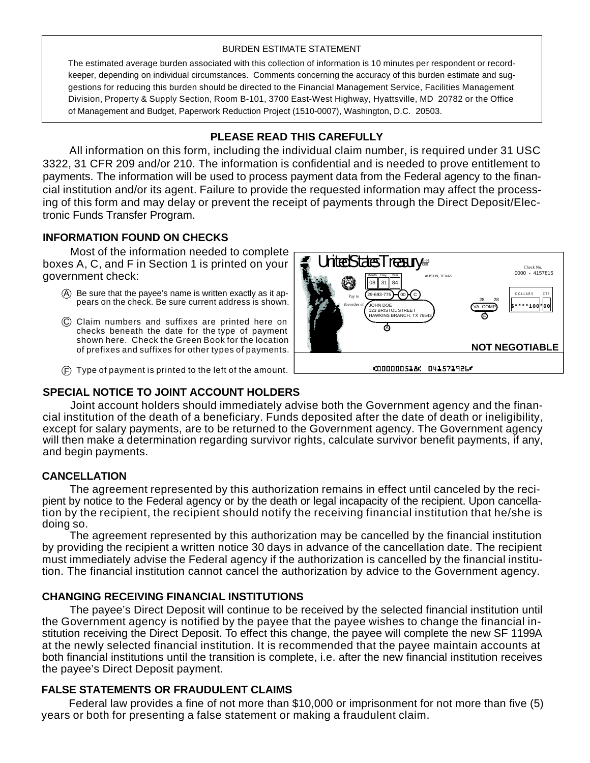BURDEN ESTIMATE STATEMENT

The estimated average burden associated with this collection of information is 10 minutes per respondent or recordkeeper, depending on individual circumstances. Comments concerning the accuracy of this burden estimate and suggestions for reducing this burden should be directed to the Financial Management Service, Facilities Management Division, Property & Supply Section, Room B-101, 3700 East-West Highway, Hyattsville, MD 20782 or the Office of Management and Budget, Paperwork Reduction Project (1510-0007), Washington, D.C. 20503.

## PLEASE READ THIS CAREFULLY

All information on this form, including the individual claim number, is required under 31 USC 3322, 31 CFR 209 and/or 210. The information is confidential and is needed to prove entitlement to payments. The information will be used to process payment data from the Federal agency to the financial institution and/or its agent. Failure to provide the requested information may affect the processing of this form and may delay or prevent the receipt of payments through the Direct Deposit/Electronic Funds Transfer Program.

### INFORMATION FOUND ON CHECKS

Most of the information needed to complete boxes A, C, and F in Section 1 is printed on your government check:

- (A) Be sure that the payee's name is written exactly as it appears on the check. Be sure current address is shown.
- (C) Claim numbers and suffixes are printed here on checks beneath the date for the type of payment shown here. Check the Green Book for the location of prefixes and suffixes for other types of payments.
- (F) Type of payment is printed to the left of the amount.

United States Treasury

Check No. 0000 - 4157815

Month Day Year 08 31 84

AUSTIN, TEXAS

Pay to the order of 29-693-775 00 C

JOHN DOE
123 BRISTOL STREET
HAWKINS BRANCH, TX 76543

A

28 28 VA COMP F

DOLLARS CTS $****100*00

NOT NEGOTIABLE

⑆000000518⑆ 041571926⑈

### SPECIAL NOTICE TO JOINT ACCOUNT HOLDERS

Joint account holders should immediately advise both the Government agency and the financial institution of the death of a beneficiary. Funds deposited after the date of death or ineligibility, except for salary payments, are to be returned to the Government agency. The Government agency will then make a determination regarding survivor rights, calculate survivor benefit payments, if any, and begin payments.

### CANCELLATION

The agreement represented by this authorization remains in effect until canceled by the recipient by notice to the Federal agency or by the death or legal incapacity of the recipient. Upon cancellation by the recipient, the recipient should notify the receiving financial institution that he/she is doing so.

The agreement represented by this authorization may be cancelled by the financial institution by providing the recipient a written notice 30 days in advance of the cancellation date. The recipient must immediately advise the Federal agency if the authorization is cancelled by the financial institution. The financial institution cannot cancel the authorization by advice to the Government agency.

### CHANGING RECEIVING FINANCIAL INSTITUTIONS

The payee's Direct Deposit will continue to be received by the selected financial institution until the Government agency is notified by the payee that the payee wishes to change the financial institution receiving the Direct Deposit. To effect this change, the payee will complete the new SF 1199A at the newly selected financial institution. It is recommended that the payee maintain accounts at both financial institutions until the transition is complete, i.e. after the new financial institution receives the payee's Direct Deposit payment.

### FALSE STATEMENTS OR FRAUDULENT CLAIMS

Federal law provides a fine of not more than $10,000 or imprisonment for not more than five (5) years or both for presenting a false statement or making a fraudulent claim.